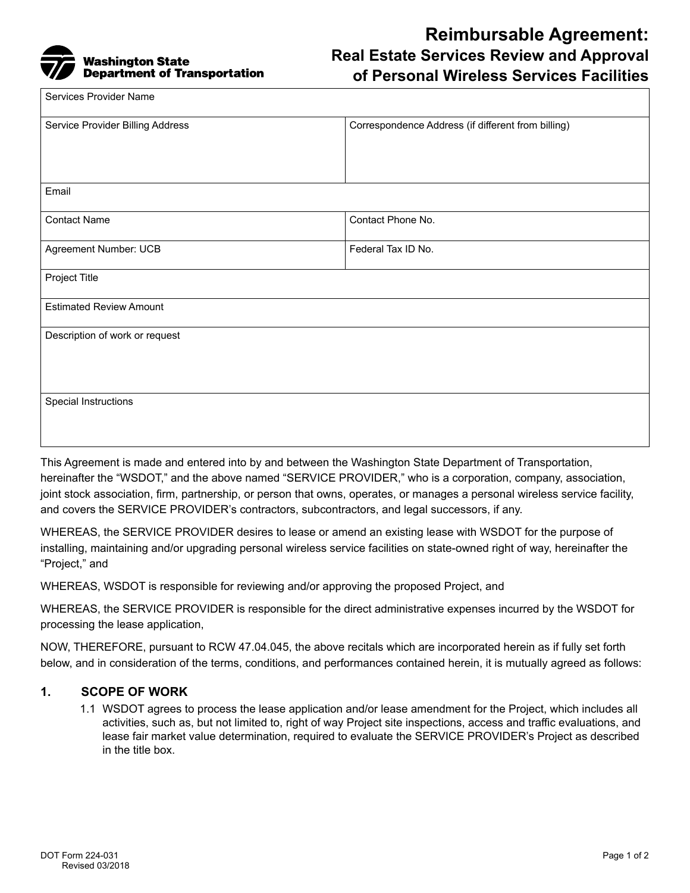# Reimbursable Agreement: Real Estate Services Review and Approval of Personal Wireless Services Facilities

Washington State Department of Transportation

| Services Provider Name | |
|---|---|
| Service Provider Billing Address | Correspondence Address (if different from billing) |
| Email | |
| Contact Name | Contact Phone No. |
| Agreement Number: UCB | Federal Tax ID No. |
| Project Title | |
| Estimated Review Amount | |
| Description of work or request | |
| Special Instructions | |

This Agreement is made and entered into by and between the Washington State Department of Transportation, hereinafter the "WSDOT," and the above named "SERVICE PROVIDER," who is a corporation, company, association, joint stock association, firm, partnership, or person that owns, operates, or manages a personal wireless service facility, and covers the SERVICE PROVIDER's contractors, subcontractors, and legal successors, if any.

WHEREAS, the SERVICE PROVIDER desires to lease or amend an existing lease with WSDOT for the purpose of installing, maintaining and/or upgrading personal wireless service facilities on state-owned right of way, hereinafter the "Project," and

WHEREAS, WSDOT is responsible for reviewing and/or approving the proposed Project, and

WHEREAS, the SERVICE PROVIDER is responsible for the direct administrative expenses incurred by the WSDOT for processing the lease application,

NOW, THEREFORE, pursuant to RCW 47.04.045, the above recitals which are incorporated herein as if fully set forth below, and in consideration of the terms, conditions, and performances contained herein, it is mutually agreed as follows:

## 1. SCOPE OF WORK

1.1 WSDOT agrees to process the lease application and/or lease amendment for the Project, which includes all activities, such as, but not limited to, right of way Project site inspections, access and traffic evaluations, and lease fair market value determination, required to evaluate the SERVICE PROVIDER's Project as described in the title box.

DOT Form 224-031
Revised 03/2018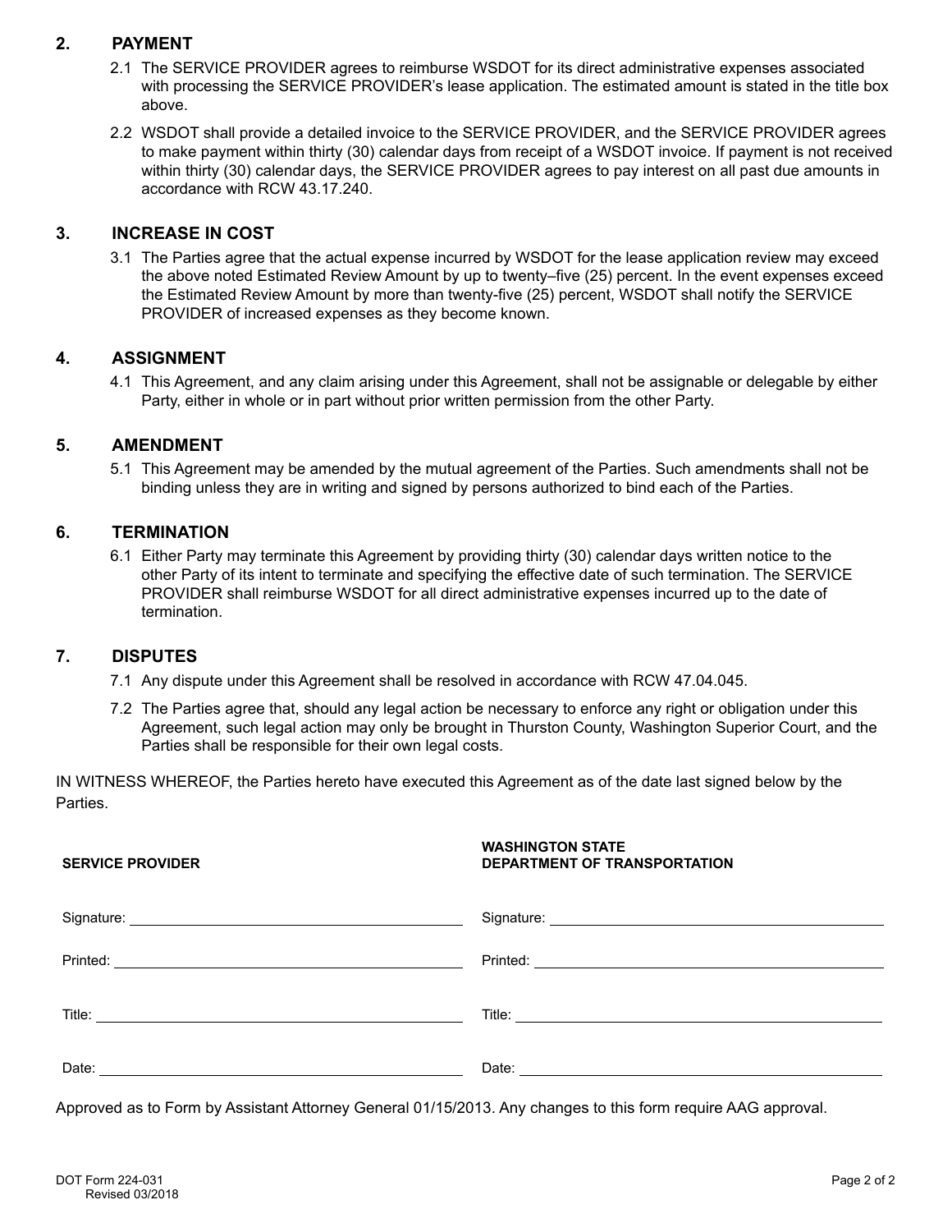## 2. PAYMENT

2.1 The SERVICE PROVIDER agrees to reimburse WSDOT for its direct administrative expenses associated with processing the SERVICE PROVIDER's lease application. The estimated amount is stated in the title box above.

2.2 WSDOT shall provide a detailed invoice to the SERVICE PROVIDER, and the SERVICE PROVIDER agrees to make payment within thirty (30) calendar days from receipt of a WSDOT invoice. If payment is not received within thirty (30) calendar days, the SERVICE PROVIDER agrees to pay interest on all past due amounts in accordance with RCW 43.17.240.

## 3. INCREASE IN COST

3.1 The Parties agree that the actual expense incurred by WSDOT for the lease application review may exceed the above noted Estimated Review Amount by up to twenty–five (25) percent. In the event expenses exceed the Estimated Review Amount by more than twenty-five (25) percent, WSDOT shall notify the SERVICE PROVIDER of increased expenses as they become known.

## 4. ASSIGNMENT

4.1 This Agreement, and any claim arising under this Agreement, shall not be assignable or delegable by either Party, either in whole or in part without prior written permission from the other Party.

## 5. AMENDMENT

5.1 This Agreement may be amended by the mutual agreement of the Parties. Such amendments shall not be binding unless they are in writing and signed by persons authorized to bind each of the Parties.

## 6. TERMINATION

6.1 Either Party may terminate this Agreement by providing thirty (30) calendar days written notice to the other Party of its intent to terminate and specifying the effective date of such termination. The SERVICE PROVIDER shall reimburse WSDOT for all direct administrative expenses incurred up to the date of termination.

## 7. DISPUTES

7.1 Any dispute under this Agreement shall be resolved in accordance with RCW 47.04.045.

7.2 The Parties agree that, should any legal action be necessary to enforce any right or obligation under this Agreement, such legal action may only be brought in Thurston County, Washington Superior Court, and the Parties shall be responsible for their own legal costs.

IN WITNESS WHEREOF, the Parties hereto have executed this Agreement as of the date last signed below by the Parties.

| **SERVICE PROVIDER** | **WASHINGTON STATE DEPARTMENT OF TRANSPORTATION** |
|---|---|
| Signature: | Signature: |
| Printed: | Printed: |
| Title: | Title: |
| Date: | Date: |

Approved as to Form by Assistant Attorney General 01/15/2013. Any changes to this form require AAG approval.

DOT Form 224-031
Revised 03/2018